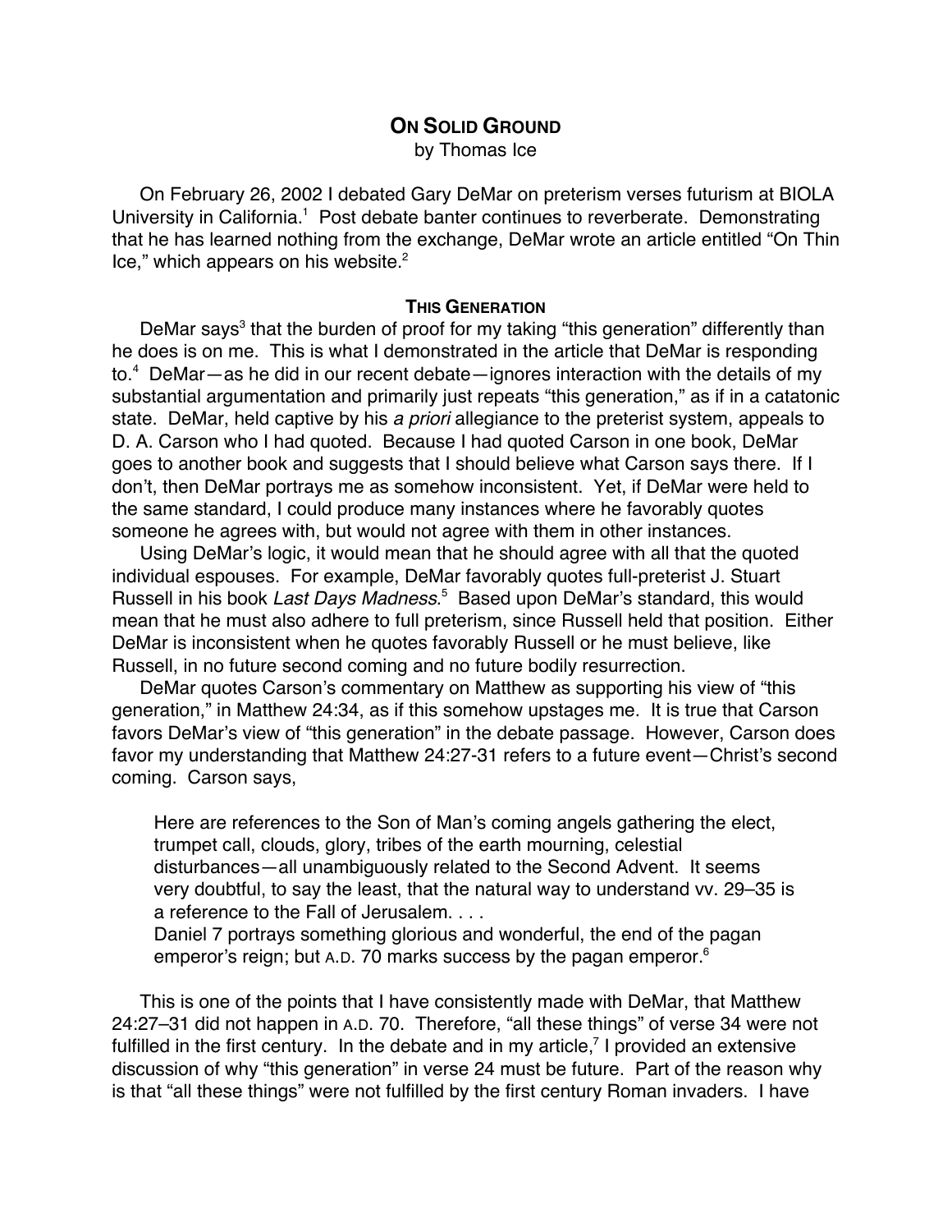# ON SOLID GROUND

by Thomas Ice

On February 26, 2002 I debated Gary DeMar on preterism verses futurism at BIOLA University in California.[1] Post debate banter continues to reverberate. Demonstrating that he has learned nothing from the exchange, DeMar wrote an article entitled "On Thin Ice," which appears on his website.[2]

## THIS GENERATION

DeMar says[3] that the burden of proof for my taking "this generation" differently than he does is on me. This is what I demonstrated in the article that DeMar is responding to.[4] DeMar—as he did in our recent debate—ignores interaction with the details of my substantial argumentation and primarily just repeats "this generation," as if in a catatonic state. DeMar, held captive by his *a priori* allegiance to the preterist system, appeals to D. A. Carson who I had quoted. Because I had quoted Carson in one book, DeMar goes to another book and suggests that I should believe what Carson says there. If I don't, then DeMar portrays me as somehow inconsistent. Yet, if DeMar were held to the same standard, I could produce many instances where he favorably quotes someone he agrees with, but would not agree with them in other instances.

Using DeMar's logic, it would mean that he should agree with all that the quoted individual espouses. For example, DeMar favorably quotes full-preterist J. Stuart Russell in his book *Last Days Madness*.[5] Based upon DeMar's standard, this would mean that he must also adhere to full preterism, since Russell held that position. Either DeMar is inconsistent when he quotes favorably Russell or he must believe, like Russell, in no future second coming and no future bodily resurrection.

DeMar quotes Carson's commentary on Matthew as supporting his view of "this generation," in Matthew 24:34, as if this somehow upstages me. It is true that Carson favors DeMar's view of "this generation" in the debate passage. However, Carson does favor my understanding that Matthew 24:27-31 refers to a future event—Christ's second coming. Carson says,

> Here are references to the Son of Man's coming angels gathering the elect, trumpet call, clouds, glory, tribes of the earth mourning, celestial disturbances—all unambiguously related to the Second Advent. It seems very doubtful, to say the least, that the natural way to understand vv. 29–35 is a reference to the Fall of Jerusalem. . . .
>
> Daniel 7 portrays something glorious and wonderful, the end of the pagan emperor's reign; but A.D. 70 marks success by the pagan emperor.[6]

This is one of the points that I have consistently made with DeMar, that Matthew 24:27–31 did not happen in A.D. 70. Therefore, "all these things" of verse 34 were not fulfilled in the first century. In the debate and in my article,[7] I provided an extensive discussion of why "this generation" in verse 24 must be future. Part of the reason why is that "all these things" were not fulfilled by the first century Roman invaders. I have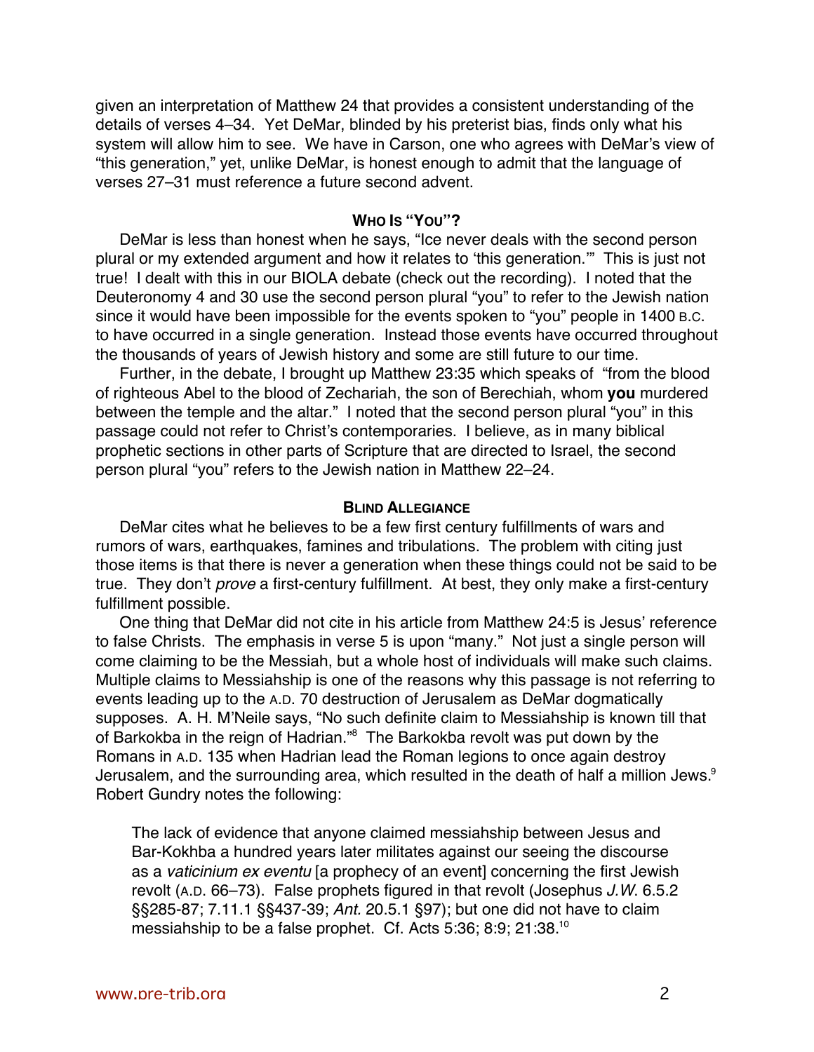given an interpretation of Matthew 24 that provides a consistent understanding of the details of verses 4–34. Yet DeMar, blinded by his preterist bias, finds only what his system will allow him to see. We have in Carson, one who agrees with DeMar's view of "this generation," yet, unlike DeMar, is honest enough to admit that the language of verses 27–31 must reference a future second advent.

### WHO IS "YOU"?

DeMar is less than honest when he says, "Ice never deals with the second person plural or my extended argument and how it relates to 'this generation.'" This is just not true! I dealt with this in our BIOLA debate (check out the recording). I noted that the Deuteronomy 4 and 30 use the second person plural "you" to refer to the Jewish nation since it would have been impossible for the events spoken to "you" people in 1400 B.C. to have occurred in a single generation. Instead those events have occurred throughout the thousands of years of Jewish history and some are still future to our time.

Further, in the debate, I brought up Matthew 23:35 which speaks of "from the blood of righteous Abel to the blood of Zechariah, the son of Berechiah, whom **you** murdered between the temple and the altar." I noted that the second person plural "you" in this passage could not refer to Christ's contemporaries. I believe, as in many biblical prophetic sections in other parts of Scripture that are directed to Israel, the second person plural "you" refers to the Jewish nation in Matthew 22–24.

### BLIND ALLEGIANCE

DeMar cites what he believes to be a few first century fulfillments of wars and rumors of wars, earthquakes, famines and tribulations. The problem with citing just those items is that there is never a generation when these things could not be said to be true. They don't *prove* a first-century fulfillment. At best, they only make a first-century fulfillment possible.

One thing that DeMar did not cite in his article from Matthew 24:5 is Jesus' reference to false Christs. The emphasis in verse 5 is upon "many." Not just a single person will come claiming to be the Messiah, but a whole host of individuals will make such claims. Multiple claims to Messiahship is one of the reasons why this passage is not referring to events leading up to the A.D. 70 destruction of Jerusalem as DeMar dogmatically supposes. A. H. M'Neile says, "No such definite claim to Messiahship is known till that of Barkokba in the reign of Hadrian."[8] The Barkokba revolt was put down by the Romans in A.D. 135 when Hadrian lead the Roman legions to once again destroy Jerusalem, and the surrounding area, which resulted in the death of half a million Jews.[9] Robert Gundry notes the following:

> The lack of evidence that anyone claimed messiahship between Jesus and Bar-Kokhba a hundred years later militates against our seeing the discourse as a *vaticinium ex eventu* [a prophecy of an event] concerning the first Jewish revolt (A.D. 66–73). False prophets figured in that revolt (Josephus *J.W.* 6.5.2 §§285-87; 7.11.1 §§437-39; *Ant.* 20.5.1 §97); but one did not have to claim messiahship to be a false prophet. Cf. Acts 5:36; 8:9; 21:38.[10]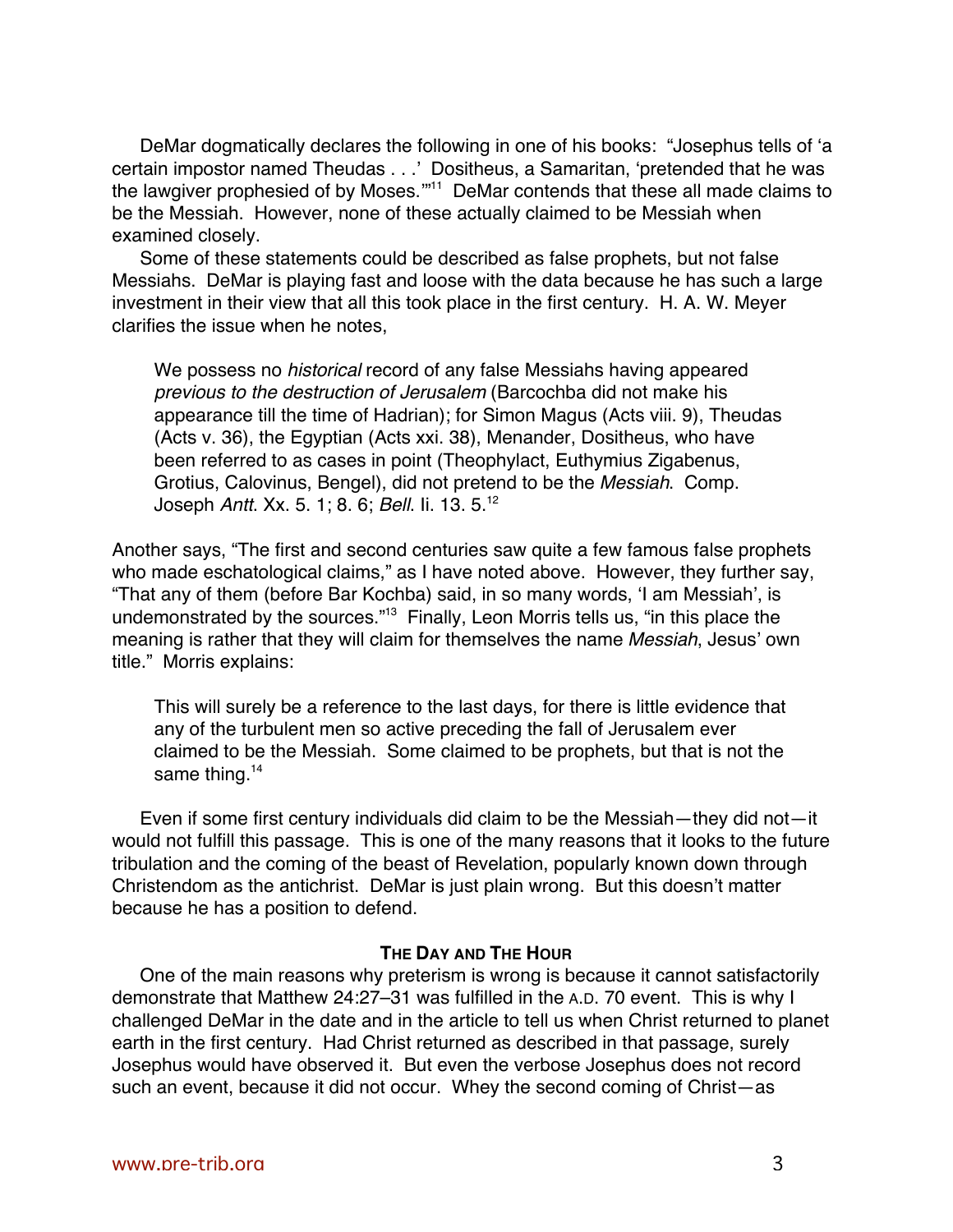DeMar dogmatically declares the following in one of his books: "Josephus tells of 'a certain impostor named Theudas . . .' Dositheus, a Samaritan, 'pretended that he was the lawgiver prophesied of by Moses.'"[11] DeMar contends that these all made claims to be the Messiah. However, none of these actually claimed to be Messiah when examined closely.

Some of these statements could be described as false prophets, but not false Messiahs. DeMar is playing fast and loose with the data because he has such a large investment in their view that all this took place in the first century. H. A. W. Meyer clarifies the issue when he notes,

> We possess no *historical* record of any false Messiahs having appeared *previous to the destruction of Jerusalem* (Barcochba did not make his appearance till the time of Hadrian); for Simon Magus (Acts viii. 9), Theudas (Acts v. 36), the Egyptian (Acts xxi. 38), Menander, Dositheus, who have been referred to as cases in point (Theophylact, Euthymius Zigabenus, Grotius, Calovinus, Bengel), did not pretend to be the *Messiah*. Comp. Joseph *Antt*. Xx. 5. 1; 8. 6; *Bell*. Ii. 13. 5.[12]

Another says, "The first and second centuries saw quite a few famous false prophets who made eschatological claims," as I have noted above. However, they further say, "That any of them (before Bar Kochba) said, in so many words, 'I am Messiah', is undemonstrated by the sources."[13] Finally, Leon Morris tells us, "in this place the meaning is rather that they will claim for themselves the name *Messiah*, Jesus' own title." Morris explains:

> This will surely be a reference to the last days, for there is little evidence that any of the turbulent men so active preceding the fall of Jerusalem ever claimed to be the Messiah. Some claimed to be prophets, but that is not the same thing.[14]

Even if some first century individuals did claim to be the Messiah—they did not—it would not fulfill this passage. This is one of the many reasons that it looks to the future tribulation and the coming of the beast of Revelation, popularly known down through Christendom as the antichrist. DeMar is just plain wrong. But this doesn't matter because he has a position to defend.

## The Day and The Hour

One of the main reasons why preterism is wrong is because it cannot satisfactorily demonstrate that Matthew 24:27–31 was fulfilled in the A.D. 70 event. This is why I challenged DeMar in the date and in the article to tell us when Christ returned to planet earth in the first century. Had Christ returned as described in that passage, surely Josephus would have observed it. But even the verbose Josephus does not record such an event, because it did not occur. Whey the second coming of Christ—as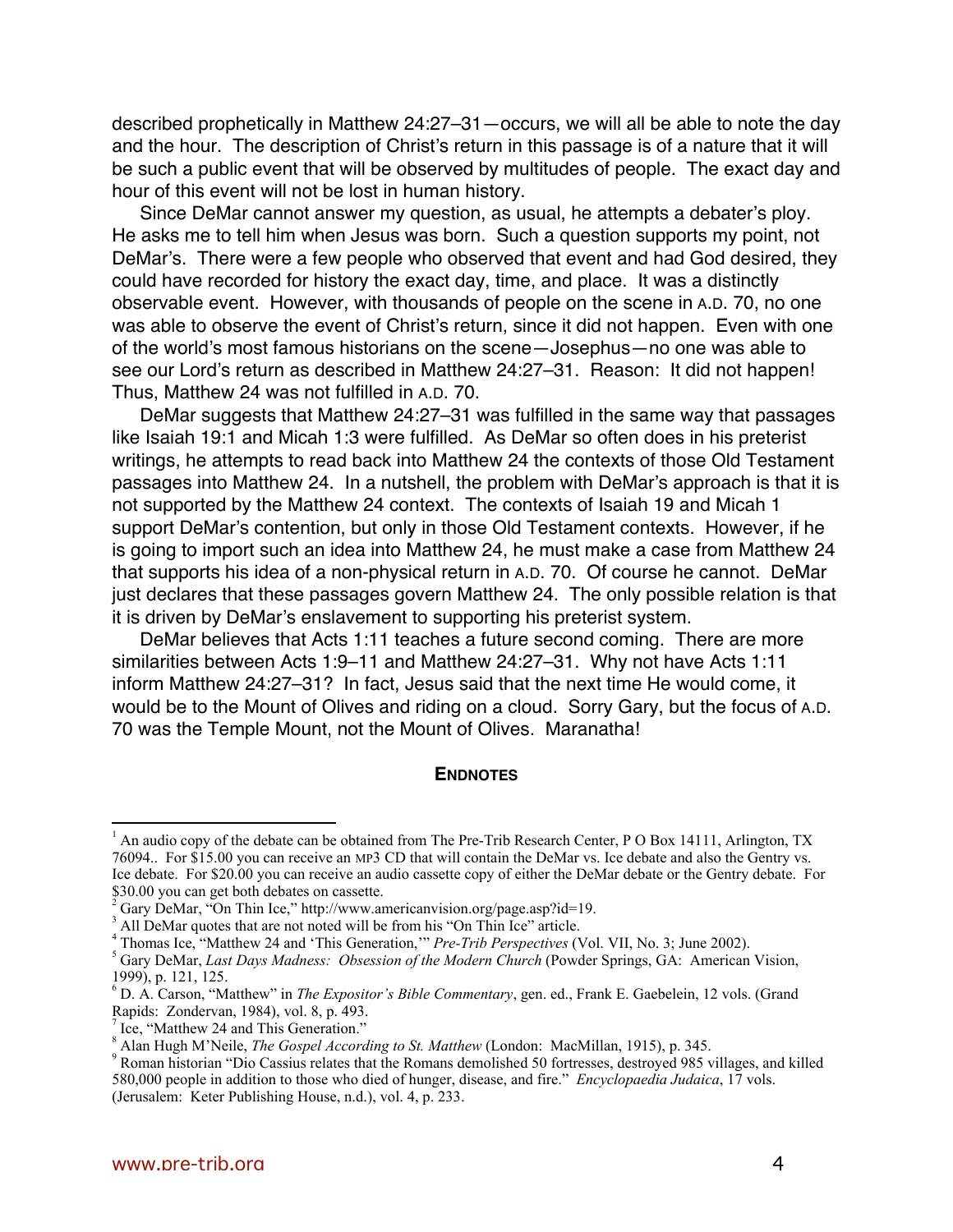described prophetically in Matthew 24:27–31—occurs, we will all be able to note the day and the hour. The description of Christ's return in this passage is of a nature that it will be such a public event that will be observed by multitudes of people. The exact day and hour of this event will not be lost in human history.

Since DeMar cannot answer my question, as usual, he attempts a debater's ploy. He asks me to tell him when Jesus was born. Such a question supports my point, not DeMar's. There were a few people who observed that event and had God desired, they could have recorded for history the exact day, time, and place. It was a distinctly observable event. However, with thousands of people on the scene in A.D. 70, no one was able to observe the event of Christ's return, since it did not happen. Even with one of the world's most famous historians on the scene—Josephus—no one was able to see our Lord's return as described in Matthew 24:27–31. Reason: It did not happen! Thus, Matthew 24 was not fulfilled in A.D. 70.

DeMar suggests that Matthew 24:27–31 was fulfilled in the same way that passages like Isaiah 19:1 and Micah 1:3 were fulfilled. As DeMar so often does in his preterist writings, he attempts to read back into Matthew 24 the contexts of those Old Testament passages into Matthew 24. In a nutshell, the problem with DeMar's approach is that it is not supported by the Matthew 24 context. The contexts of Isaiah 19 and Micah 1 support DeMar's contention, but only in those Old Testament contexts. However, if he is going to import such an idea into Matthew 24, he must make a case from Matthew 24 that supports his idea of a non-physical return in A.D. 70. Of course he cannot. DeMar just declares that these passages govern Matthew 24. The only possible relation is that it is driven by DeMar's enslavement to supporting his preterist system.

DeMar believes that Acts 1:11 teaches a future second coming. There are more similarities between Acts 1:9–11 and Matthew 24:27–31. Why not have Acts 1:11 inform Matthew 24:27–31? In fact, Jesus said that the next time He would come, it would be to the Mount of Olives and riding on a cloud. Sorry Gary, but the focus of A.D. 70 was the Temple Mount, not the Mount of Olives. Maranatha!

## ENDNOTES

[1] An audio copy of the debate can be obtained from The Pre-Trib Research Center, P O Box 14111, Arlington, TX 76094.. For $15.00 you can receive an MP3 CD that will contain the DeMar vs. Ice debate and also the Gentry vs. Ice debate. For $20.00 you can receive an audio cassette copy of either the DeMar debate or the Gentry debate. For $30.00 you can get both debates on cassette.

[2] Gary DeMar, "On Thin Ice," http://www.americanvision.org/page.asp?id=19.

[3] All DeMar quotes that are not noted will be from his "On Thin Ice" article.

[4] Thomas Ice, "Matthew 24 and 'This Generation,'" *Pre-Trib Perspectives* (Vol. VII, No. 3; June 2002).

[5] Gary DeMar, *Last Days Madness: Obsession of the Modern Church* (Powder Springs, GA: American Vision, 1999), p. 121, 125.

[6] D. A. Carson, "Matthew" in *The Expositor's Bible Commentary*, gen. ed., Frank E. Gaebelein, 12 vols. (Grand Rapids: Zondervan, 1984), vol. 8, p. 493.

[7] Ice, "Matthew 24 and This Generation."

[8] Alan Hugh M'Neile, *The Gospel According to St. Matthew* (London: MacMillan, 1915), p. 345.

[9] Roman historian "Dio Cassius relates that the Romans demolished 50 fortresses, destroyed 985 villages, and killed 580,000 people in addition to those who died of hunger, disease, and fire." *Encyclopaedia Judaica*, 17 vols. (Jerusalem: Keter Publishing House, n.d.), vol. 4, p. 233.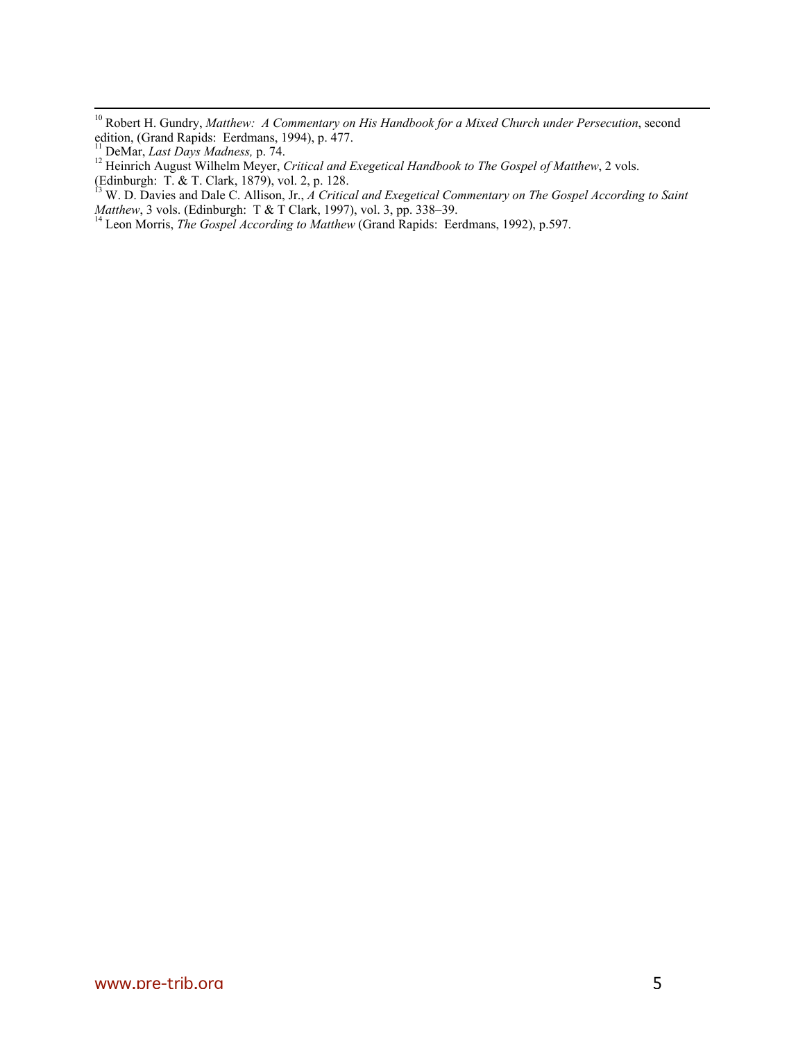[10] Robert H. Gundry, *Matthew: A Commentary on His Handbook for a Mixed Church under Persecution*, second edition, (Grand Rapids: Eerdmans, 1994), p. 477.

[11] DeMar, *Last Days Madness,* p. 74.

[12] Heinrich August Wilhelm Meyer, *Critical and Exegetical Handbook to The Gospel of Matthew*, 2 vols. (Edinburgh: T. & T. Clark, 1879), vol. 2, p. 128.

[13] W. D. Davies and Dale C. Allison, Jr., *A Critical and Exegetical Commentary on The Gospel According to Saint Matthew*, 3 vols. (Edinburgh: T & T Clark, 1997), vol. 3, pp. 338–39.

[14] Leon Morris, *The Gospel According to Matthew* (Grand Rapids: Eerdmans, 1992), p.597.